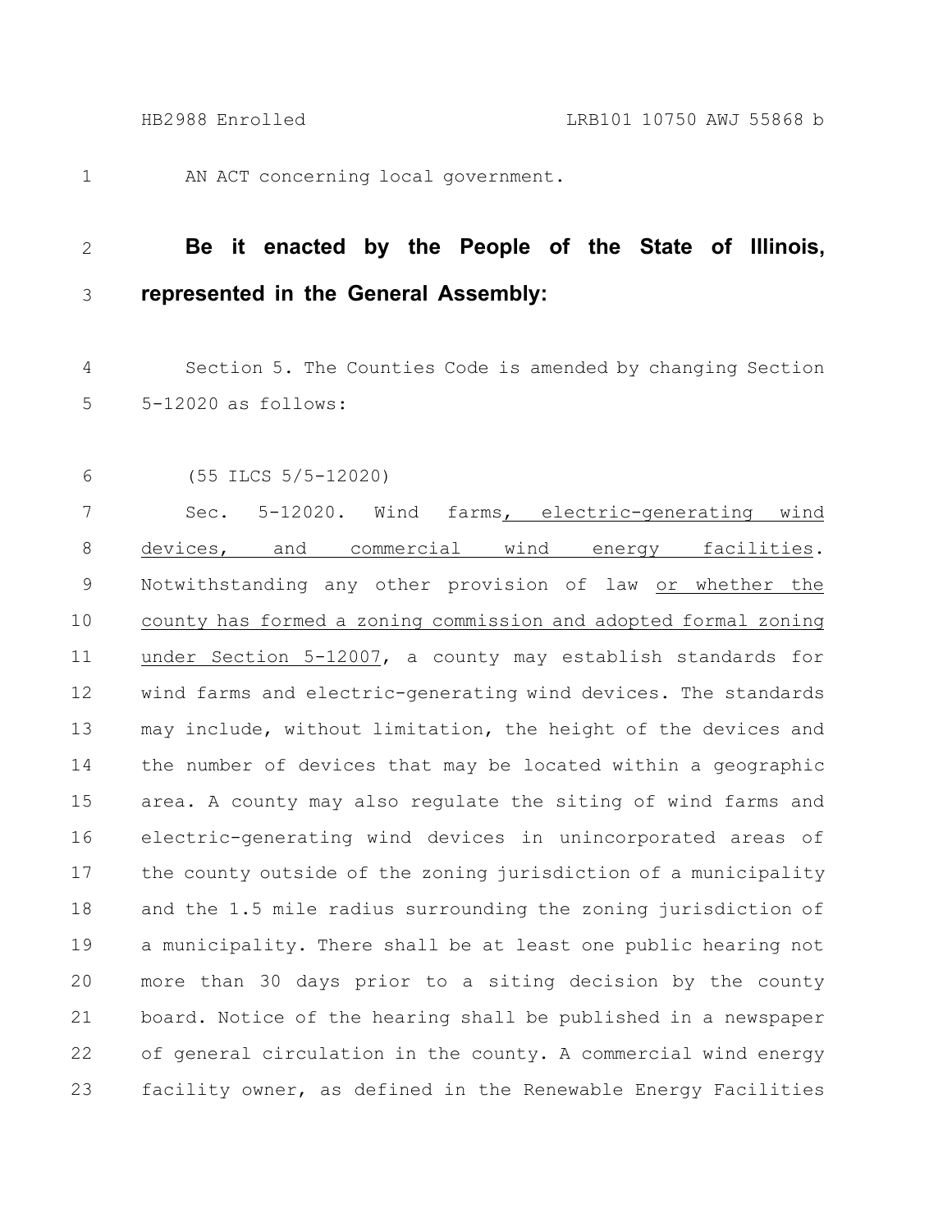AN ACT concerning local government.

**Be it enacted by the People of the State of Illinois, represented in the General Assembly:**

Section 5. The Counties Code is amended by changing Section 5-12020 as follows:

(55 ILCS 5/5-12020)

Sec. 5-12020. Wind farms, electric-generating wind devices, and commercial wind energy facilities. Notwithstanding any other provision of law or whether the county has formed a zoning commission and adopted formal zoning under Section 5-12007, a county may establish standards for wind farms and electric-generating wind devices. The standards may include, without limitation, the height of the devices and the number of devices that may be located within a geographic area. A county may also regulate the siting of wind farms and electric-generating wind devices in unincorporated areas of the county outside of the zoning jurisdiction of a municipality and the 1.5 mile radius surrounding the zoning jurisdiction of a municipality. There shall be at least one public hearing not more than 30 days prior to a siting decision by the county board. Notice of the hearing shall be published in a newspaper of general circulation in the county. A commercial wind energy facility owner, as defined in the Renewable Energy Facilities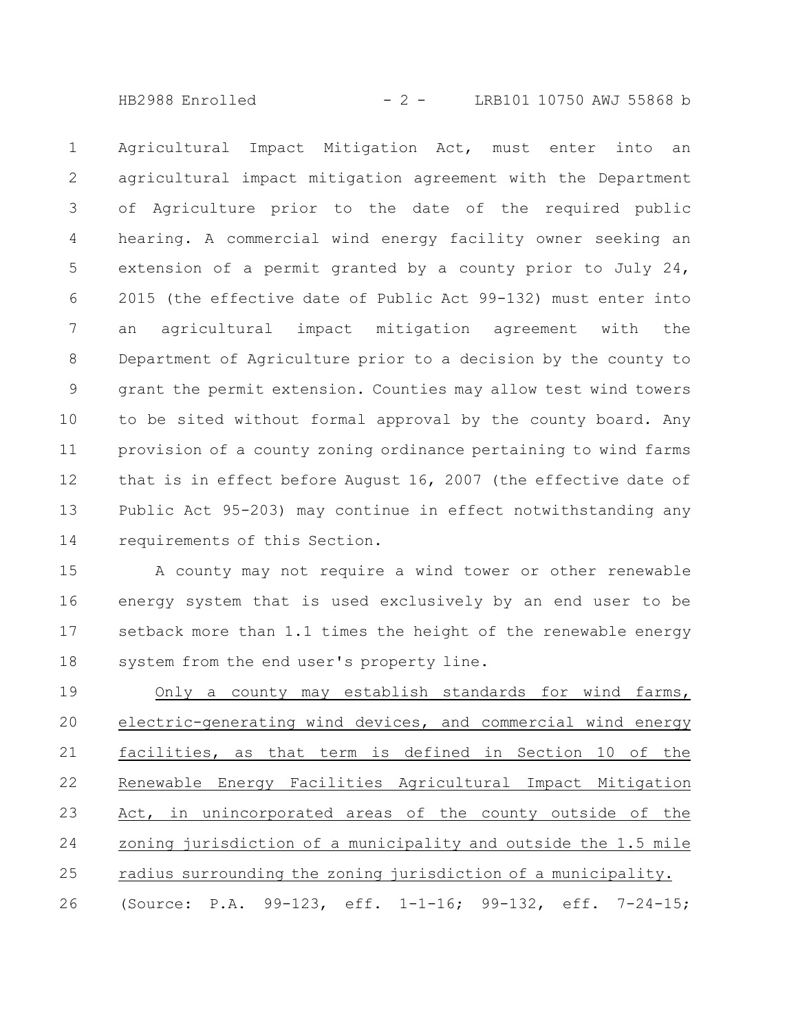Agricultural Impact Mitigation Act, must enter into an agricultural impact mitigation agreement with the Department of Agriculture prior to the date of the required public hearing. A commercial wind energy facility owner seeking an extension of a permit granted by a county prior to July 24, 2015 (the effective date of Public Act 99-132) must enter into an agricultural impact mitigation agreement with the Department of Agriculture prior to a decision by the county to grant the permit extension. Counties may allow test wind towers to be sited without formal approval by the county board. Any provision of a county zoning ordinance pertaining to wind farms that is in effect before August 16, 2007 (the effective date of Public Act 95-203) may continue in effect notwithstanding any requirements of this Section.

A county may not require a wind tower or other renewable energy system that is used exclusively by an end user to be setback more than 1.1 times the height of the renewable energy system from the end user's property line.

<u>Only a county may establish standards for wind farms, electric-generating wind devices, and commercial wind energy facilities, as that term is defined in Section 10 of the Renewable Energy Facilities Agricultural Impact Mitigation Act, in unincorporated areas of the county outside of the zoning jurisdiction of a municipality and outside the 1.5 mile radius surrounding the zoning jurisdiction of a municipality.</u>

(Source: P.A. 99-123, eff. 1-1-16; 99-132, eff. 7-24-15;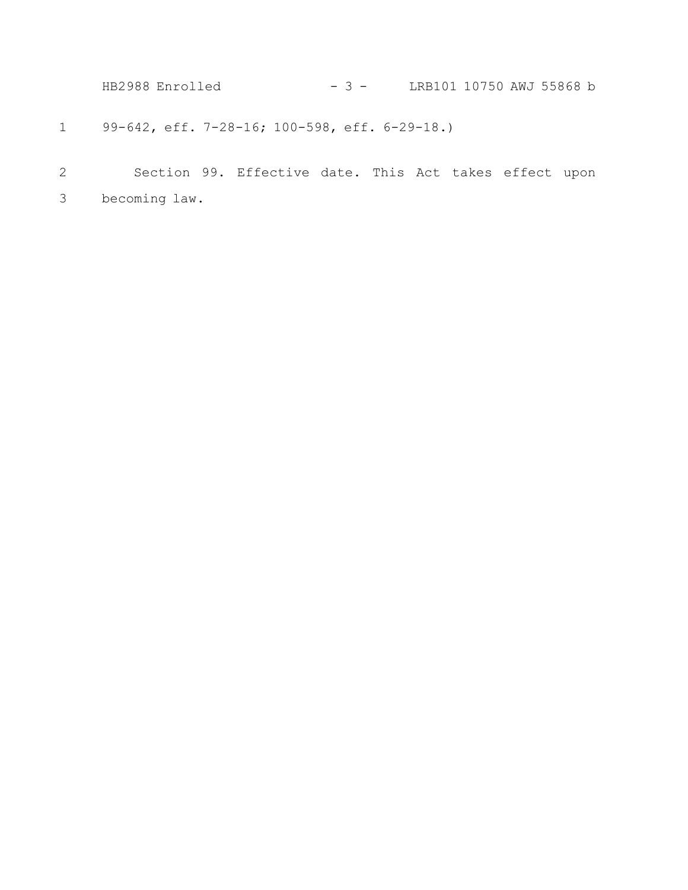99-642, eff. 7-28-16; 100-598, eff. 6-29-18.)

Section 99. Effective date. This Act takes effect upon becoming law.